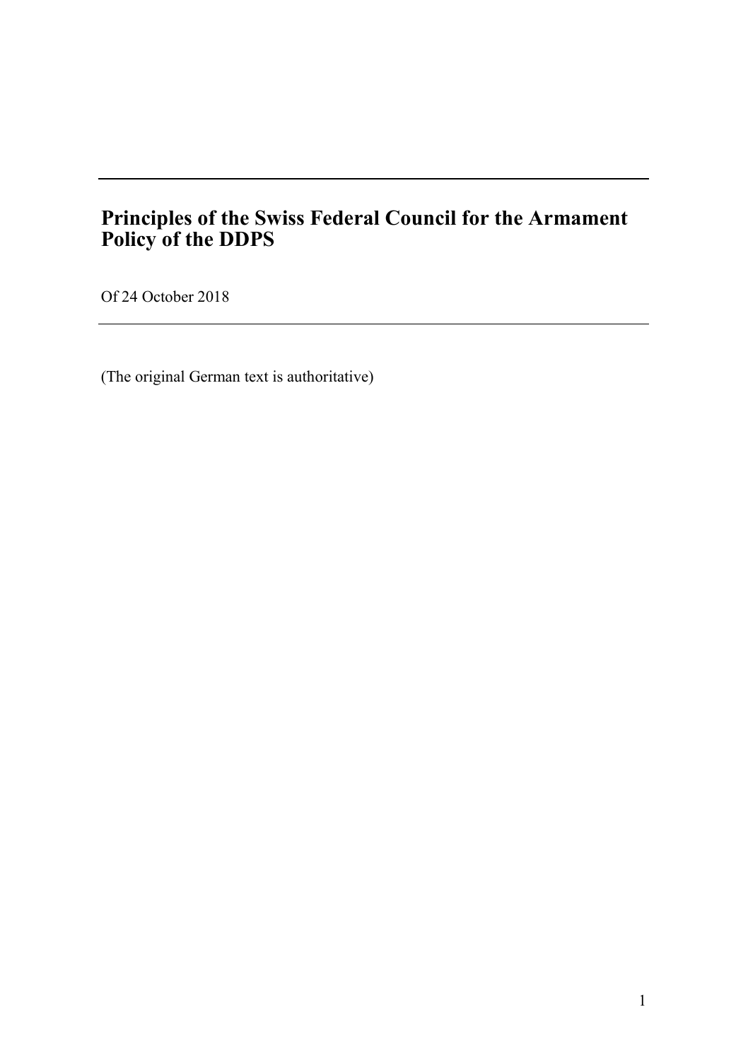# Principles of the Swiss Federal Council for the Armament Policy of the DDPS

Of 24 October 2018

---

(The original German text is authoritative)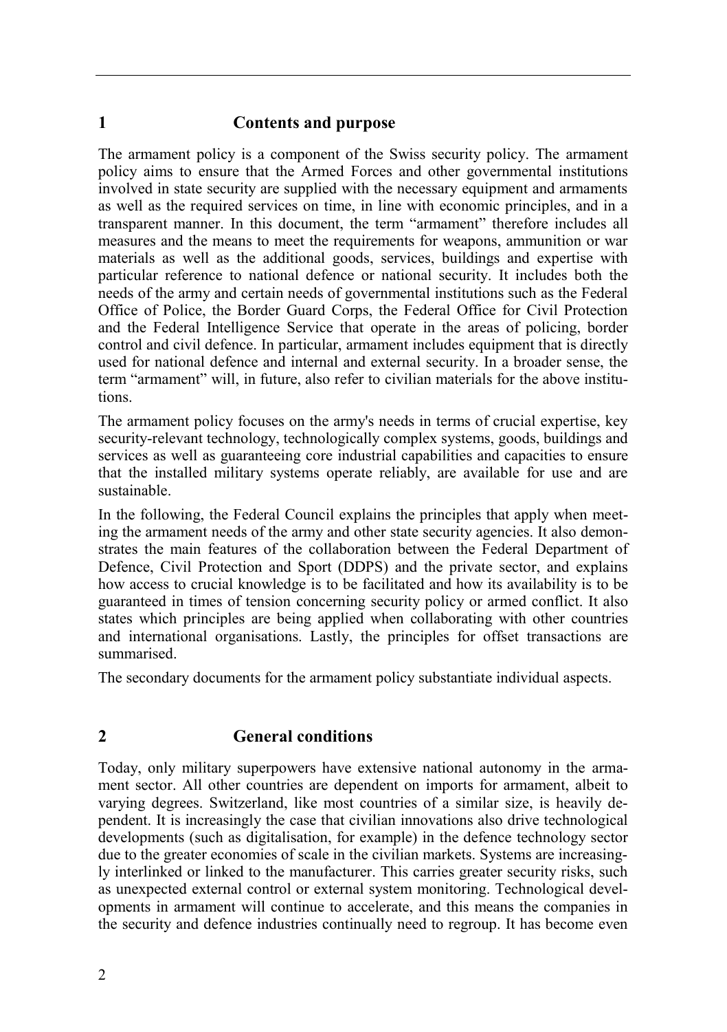## 1 Contents and purpose

The armament policy is a component of the Swiss security policy. The armament policy aims to ensure that the Armed Forces and other governmental institutions involved in state security are supplied with the necessary equipment and armaments as well as the required services on time, in line with economic principles, and in a transparent manner. In this document, the term "armament" therefore includes all measures and the means to meet the requirements for weapons, ammunition or war materials as well as the additional goods, services, buildings and expertise with particular reference to national defence or national security. It includes both the needs of the army and certain needs of governmental institutions such as the Federal Office of Police, the Border Guard Corps, the Federal Office for Civil Protection and the Federal Intelligence Service that operate in the areas of policing, border control and civil defence. In particular, armament includes equipment that is directly used for national defence and internal and external security. In a broader sense, the term "armament" will, in future, also refer to civilian materials for the above institutions.

The armament policy focuses on the army's needs in terms of crucial expertise, key security-relevant technology, technologically complex systems, goods, buildings and services as well as guaranteeing core industrial capabilities and capacities to ensure that the installed military systems operate reliably, are available for use and are sustainable.

In the following, the Federal Council explains the principles that apply when meeting the armament needs of the army and other state security agencies. It also demonstrates the main features of the collaboration between the Federal Department of Defence, Civil Protection and Sport (DDPS) and the private sector, and explains how access to crucial knowledge is to be facilitated and how its availability is to be guaranteed in times of tension concerning security policy or armed conflict. It also states which principles are being applied when collaborating with other countries and international organisations. Lastly, the principles for offset transactions are summarised.

The secondary documents for the armament policy substantiate individual aspects.

## 2 General conditions

Today, only military superpowers have extensive national autonomy in the armament sector. All other countries are dependent on imports for armament, albeit to varying degrees. Switzerland, like most countries of a similar size, is heavily dependent. It is increasingly the case that civilian innovations also drive technological developments (such as digitalisation, for example) in the defence technology sector due to the greater economies of scale in the civilian markets. Systems are increasingly interlinked or linked to the manufacturer. This carries greater security risks, such as unexpected external control or external system monitoring. Technological developments in armament will continue to accelerate, and this means the companies in the security and defence industries continually need to regroup. It has become even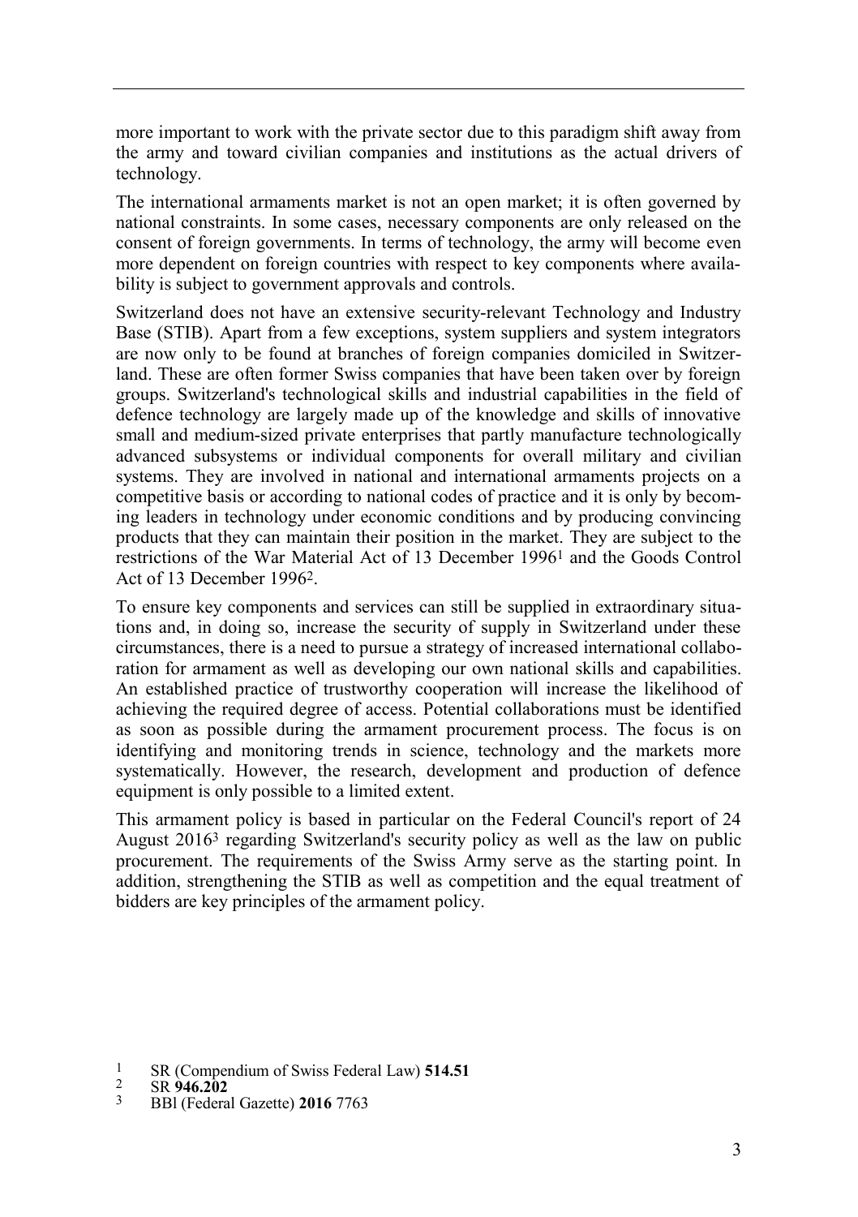more important to work with the private sector due to this paradigm shift away from the army and toward civilian companies and institutions as the actual drivers of technology.

The international armaments market is not an open market; it is often governed by national constraints. In some cases, necessary components are only released on the consent of foreign governments. In terms of technology, the army will become even more dependent on foreign countries with respect to key components where availability is subject to government approvals and controls.

Switzerland does not have an extensive security-relevant Technology and Industry Base (STIB). Apart from a few exceptions, system suppliers and system integrators are now only to be found at branches of foreign companies domiciled in Switzerland. These are often former Swiss companies that have been taken over by foreign groups. Switzerland's technological skills and industrial capabilities in the field of defence technology are largely made up of the knowledge and skills of innovative small and medium-sized private enterprises that partly manufacture technologically advanced subsystems or individual components for overall military and civilian systems. They are involved in national and international armaments projects on a competitive basis or according to national codes of practice and it is only by becoming leaders in technology under economic conditions and by producing convincing products that they can maintain their position in the market. They are subject to the restrictions of the War Material Act of 13 December 1996[1] and the Goods Control Act of 13 December 1996[2].

To ensure key components and services can still be supplied in extraordinary situations and, in doing so, increase the security of supply in Switzerland under these circumstances, there is a need to pursue a strategy of increased international collaboration for armament as well as developing our own national skills and capabilities. An established practice of trustworthy cooperation will increase the likelihood of achieving the required degree of access. Potential collaborations must be identified as soon as possible during the armament procurement process. The focus is on identifying and monitoring trends in science, technology and the markets more systematically. However, the research, development and production of defence equipment is only possible to a limited extent.

This armament policy is based in particular on the Federal Council's report of 24 August 2016[3] regarding Switzerland's security policy as well as the law on public procurement. The requirements of the Swiss Army serve as the starting point. In addition, strengthening the STIB as well as competition and the equal treatment of bidders are key principles of the armament policy.

[1] SR (Compendium of Swiss Federal Law) **514.51**

[2] SR **946.202**

[3] BBl (Federal Gazette) **2016** 7763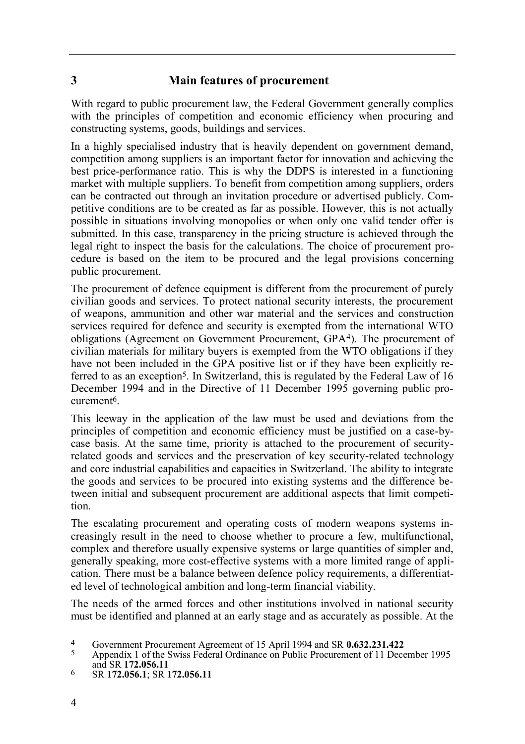## 3 Main features of procurement

With regard to public procurement law, the Federal Government generally complies with the principles of competition and economic efficiency when procuring and constructing systems, goods, buildings and services.

In a highly specialised industry that is heavily dependent on government demand, competition among suppliers is an important factor for innovation and achieving the best price-performance ratio. This is why the DDPS is interested in a functioning market with multiple suppliers. To benefit from competition among suppliers, orders can be contracted out through an invitation procedure or advertised publicly. Competitive conditions are to be created as far as possible. However, this is not actually possible in situations involving monopolies or when only one valid tender offer is submitted. In this case, transparency in the pricing structure is achieved through the legal right to inspect the basis for the calculations. The choice of procurement procedure is based on the item to be procured and the legal provisions concerning public procurement.

The procurement of defence equipment is different from the procurement of purely civilian goods and services. To protect national security interests, the procurement of weapons, ammunition and other war material and the services and construction services required for defence and security is exempted from the international WTO obligations (Agreement on Government Procurement, GPA[4]). The procurement of civilian materials for military buyers is exempted from the WTO obligations if they have not been included in the GPA positive list or if they have been explicitly referred to as an exception[5]. In Switzerland, this is regulated by the Federal Law of 16 December 1994 and in the Directive of 11 December 1995 governing public procurement[6].

This leeway in the application of the law must be used and deviations from the principles of competition and economic efficiency must be justified on a case-by-case basis. At the same time, priority is attached to the procurement of security-related goods and services and the preservation of key security-related technology and core industrial capabilities and capacities in Switzerland. The ability to integrate the goods and services to be procured into existing systems and the difference between initial and subsequent procurement are additional aspects that limit competition.

The escalating procurement and operating costs of modern weapons systems increasingly result in the need to choose whether to procure a few, multifunctional, complex and therefore usually expensive systems or large quantities of simpler and, generally speaking, more cost-effective systems with a more limited range of application. There must be a balance between defence policy requirements, a differentiated level of technological ambition and long-term financial viability.

The needs of the armed forces and other institutions involved in national security must be identified and planned at an early stage and as accurately as possible. At the

---

[4] Government Procurement Agreement of 15 April 1994 and SR **0.632.231.422**

[5] Appendix 1 of the Swiss Federal Ordinance on Public Procurement of 11 December 1995 and SR **172.056.11**

[6] SR **172.056.1**; SR **172.056.11**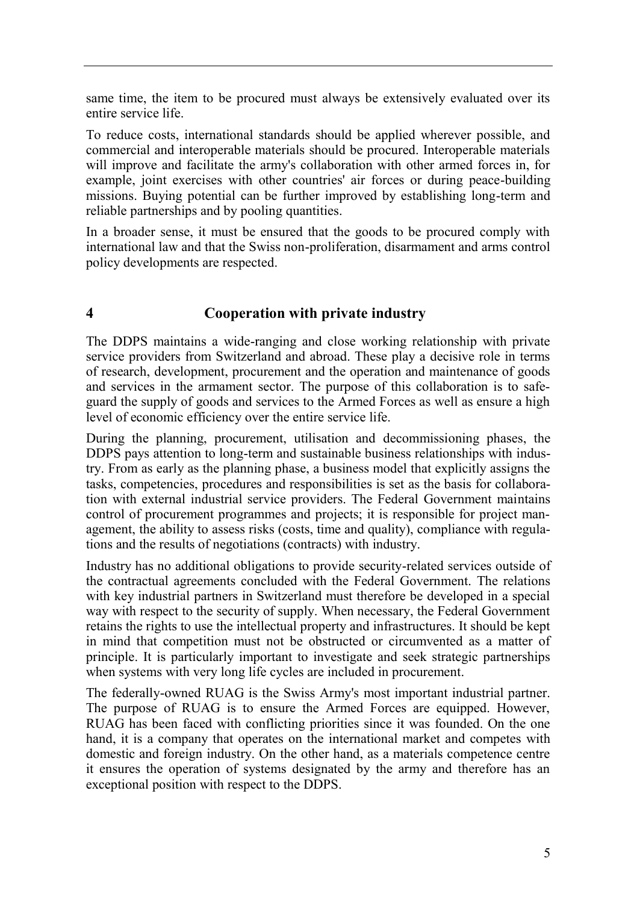same time, the item to be procured must always be extensively evaluated over its entire service life.

To reduce costs, international standards should be applied wherever possible, and commercial and interoperable materials should be procured. Interoperable materials will improve and facilitate the army's collaboration with other armed forces in, for example, joint exercises with other countries' air forces or during peace-building missions. Buying potential can be further improved by establishing long-term and reliable partnerships and by pooling quantities.

In a broader sense, it must be ensured that the goods to be procured comply with international law and that the Swiss non-proliferation, disarmament and arms control policy developments are respected.

## 4 Cooperation with private industry

The DDPS maintains a wide-ranging and close working relationship with private service providers from Switzerland and abroad. These play a decisive role in terms of research, development, procurement and the operation and maintenance of goods and services in the armament sector. The purpose of this collaboration is to safeguard the supply of goods and services to the Armed Forces as well as ensure a high level of economic efficiency over the entire service life.

During the planning, procurement, utilisation and decommissioning phases, the DDPS pays attention to long-term and sustainable business relationships with industry. From as early as the planning phase, a business model that explicitly assigns the tasks, competencies, procedures and responsibilities is set as the basis for collaboration with external industrial service providers. The Federal Government maintains control of procurement programmes and projects; it is responsible for project management, the ability to assess risks (costs, time and quality), compliance with regulations and the results of negotiations (contracts) with industry.

Industry has no additional obligations to provide security-related services outside of the contractual agreements concluded with the Federal Government. The relations with key industrial partners in Switzerland must therefore be developed in a special way with respect to the security of supply. When necessary, the Federal Government retains the rights to use the intellectual property and infrastructures. It should be kept in mind that competition must not be obstructed or circumvented as a matter of principle. It is particularly important to investigate and seek strategic partnerships when systems with very long life cycles are included in procurement.

The federally-owned RUAG is the Swiss Army's most important industrial partner. The purpose of RUAG is to ensure the Armed Forces are equipped. However, RUAG has been faced with conflicting priorities since it was founded. On the one hand, it is a company that operates on the international market and competes with domestic and foreign industry. On the other hand, as a materials competence centre it ensures the operation of systems designated by the army and therefore has an exceptional position with respect to the DDPS.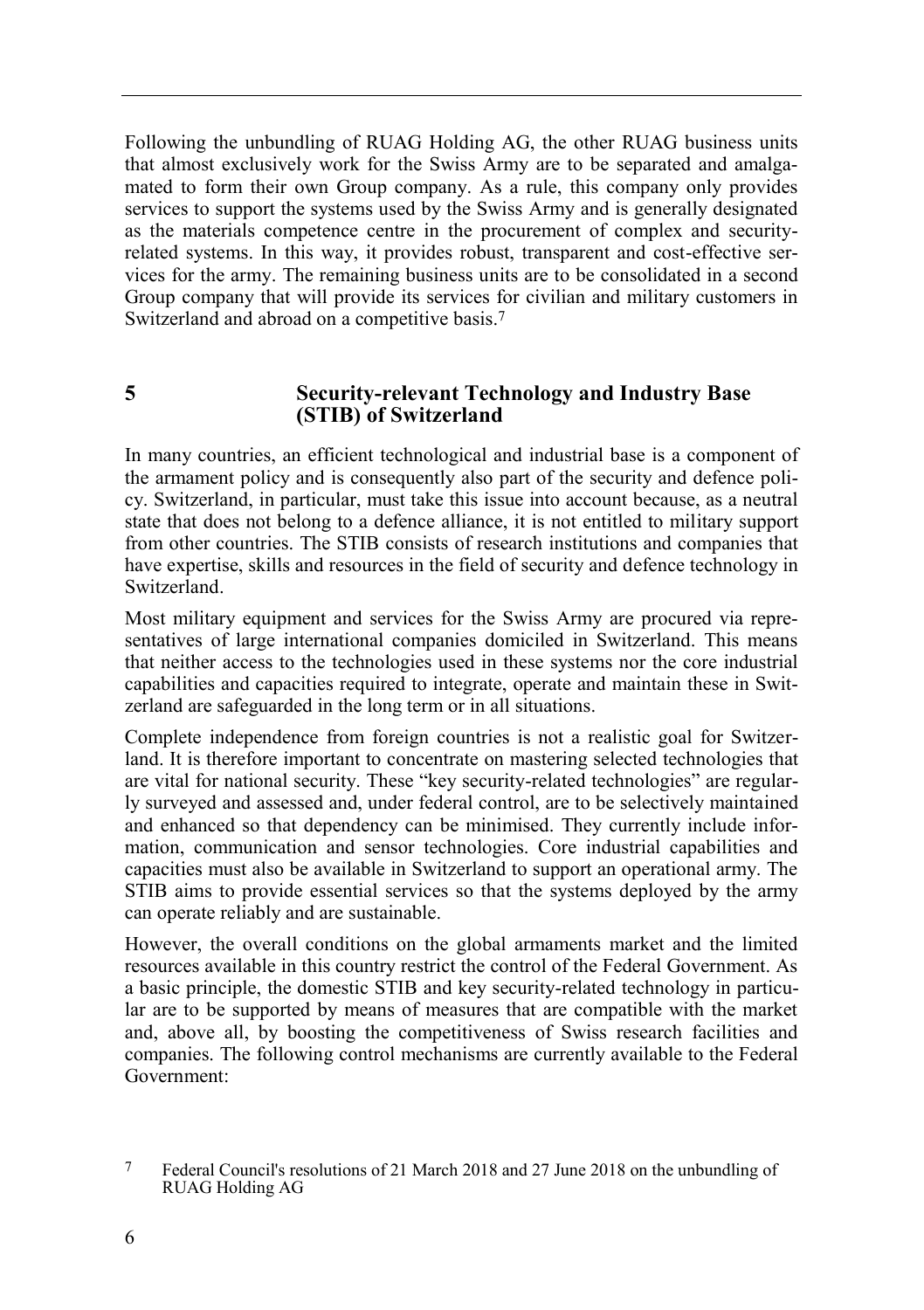Following the unbundling of RUAG Holding AG, the other RUAG business units that almost exclusively work for the Swiss Army are to be separated and amalgamated to form their own Group company. As a rule, this company only provides services to support the systems used by the Swiss Army and is generally designated as the materials competence centre in the procurement of complex and security-related systems. In this way, it provides robust, transparent and cost-effective services for the army. The remaining business units are to be consolidated in a second Group company that will provide its services for civilian and military customers in Switzerland and abroad on a competitive basis.[7]

## 5 Security-relevant Technology and Industry Base (STIB) of Switzerland

In many countries, an efficient technological and industrial base is a component of the armament policy and is consequently also part of the security and defence policy. Switzerland, in particular, must take this issue into account because, as a neutral state that does not belong to a defence alliance, it is not entitled to military support from other countries. The STIB consists of research institutions and companies that have expertise, skills and resources in the field of security and defence technology in Switzerland.

Most military equipment and services for the Swiss Army are procured via representatives of large international companies domiciled in Switzerland. This means that neither access to the technologies used in these systems nor the core industrial capabilities and capacities required to integrate, operate and maintain these in Switzerland are safeguarded in the long term or in all situations.

Complete independence from foreign countries is not a realistic goal for Switzerland. It is therefore important to concentrate on mastering selected technologies that are vital for national security. These "key security-related technologies" are regularly surveyed and assessed and, under federal control, are to be selectively maintained and enhanced so that dependency can be minimised. They currently include information, communication and sensor technologies. Core industrial capabilities and capacities must also be available in Switzerland to support an operational army. The STIB aims to provide essential services so that the systems deployed by the army can operate reliably and are sustainable.

However, the overall conditions on the global armaments market and the limited resources available in this country restrict the control of the Federal Government. As a basic principle, the domestic STIB and key security-related technology in particular are to be supported by means of measures that are compatible with the market and, above all, by boosting the competitiveness of Swiss research facilities and companies. The following control mechanisms are currently available to the Federal Government:

[7] Federal Council's resolutions of 21 March 2018 and 27 June 2018 on the unbundling of RUAG Holding AG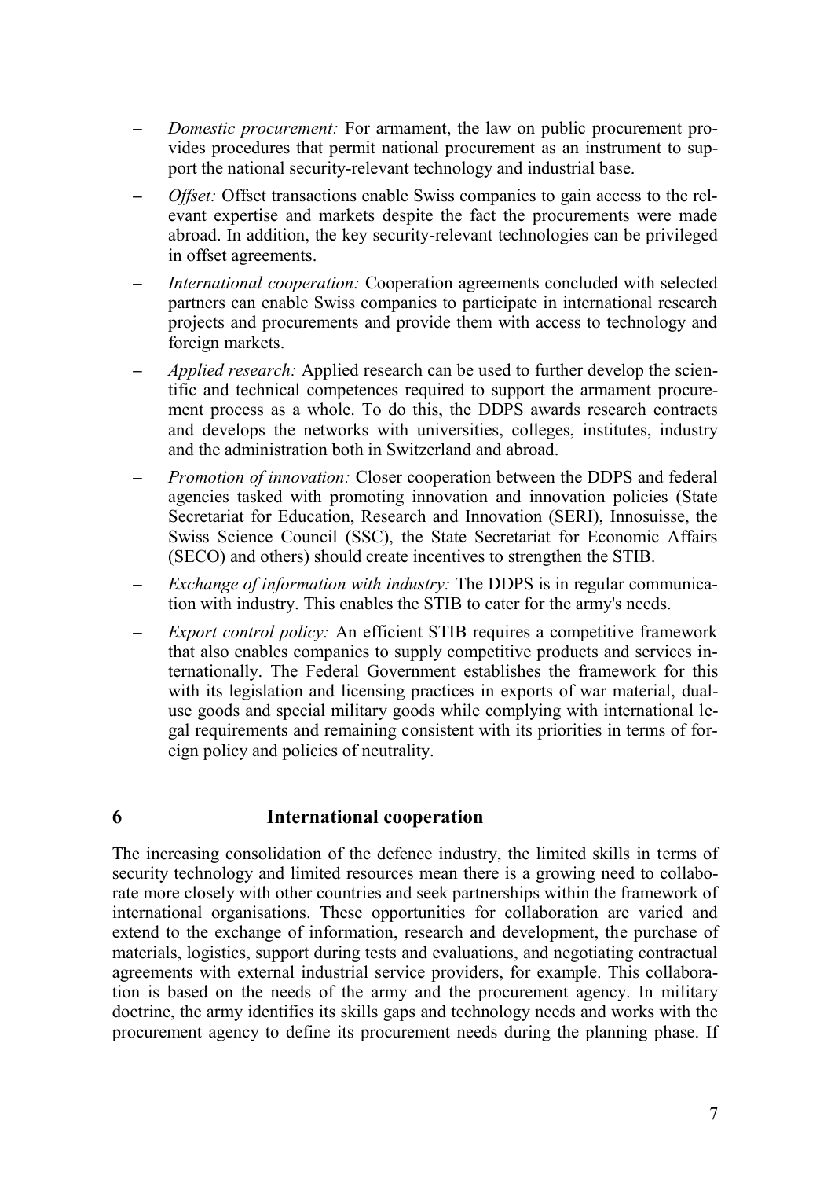- *Domestic procurement:* For armament, the law on public procurement provides procedures that permit national procurement as an instrument to support the national security-relevant technology and industrial base.
- *Offset:* Offset transactions enable Swiss companies to gain access to the relevant expertise and markets despite the fact the procurements were made abroad. In addition, the key security-relevant technologies can be privileged in offset agreements.
- *International cooperation:* Cooperation agreements concluded with selected partners can enable Swiss companies to participate in international research projects and procurements and provide them with access to technology and foreign markets.
- *Applied research:* Applied research can be used to further develop the scientific and technical competences required to support the armament procurement process as a whole. To do this, the DDPS awards research contracts and develops the networks with universities, colleges, institutes, industry and the administration both in Switzerland and abroad.
- *Promotion of innovation:* Closer cooperation between the DDPS and federal agencies tasked with promoting innovation and innovation policies (State Secretariat for Education, Research and Innovation (SERI), Innosuisse, the Swiss Science Council (SSC), the State Secretariat for Economic Affairs (SECO) and others) should create incentives to strengthen the STIB.
- *Exchange of information with industry:* The DDPS is in regular communication with industry. This enables the STIB to cater for the army's needs.
- *Export control policy:* An efficient STIB requires a competitive framework that also enables companies to supply competitive products and services internationally. The Federal Government establishes the framework for this with its legislation and licensing practices in exports of war material, dual-use goods and special military goods while complying with international legal requirements and remaining consistent with its priorities in terms of foreign policy and policies of neutrality.

# 6 International cooperation

The increasing consolidation of the defence industry, the limited skills in terms of security technology and limited resources mean there is a growing need to collaborate more closely with other countries and seek partnerships within the framework of international organisations. These opportunities for collaboration are varied and extend to the exchange of information, research and development, the purchase of materials, logistics, support during tests and evaluations, and negotiating contractual agreements with external industrial service providers, for example. This collaboration is based on the needs of the army and the procurement agency. In military doctrine, the army identifies its skills gaps and technology needs and works with the procurement agency to define its procurement needs during the planning phase. If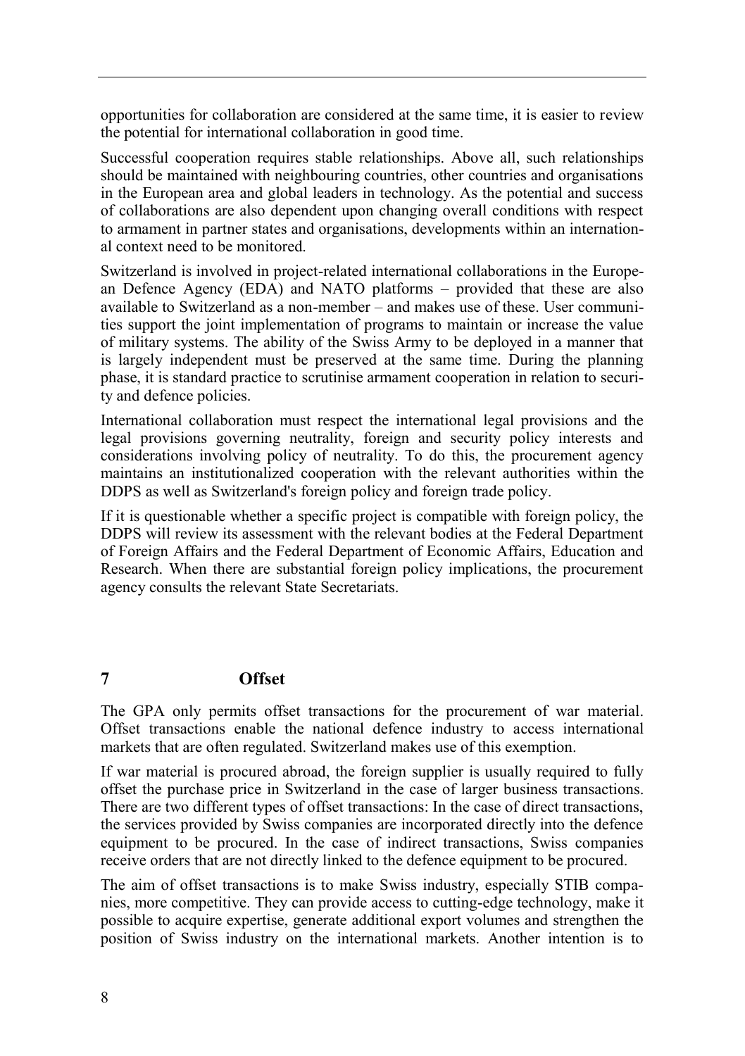opportunities for collaboration are considered at the same time, it is easier to review the potential for international collaboration in good time.

Successful cooperation requires stable relationships. Above all, such relationships should be maintained with neighbouring countries, other countries and organisations in the European area and global leaders in technology. As the potential and success of collaborations are also dependent upon changing overall conditions with respect to armament in partner states and organisations, developments within an international context need to be monitored.

Switzerland is involved in project-related international collaborations in the European Defence Agency (EDA) and NATO platforms – provided that these are also available to Switzerland as a non-member – and makes use of these. User communities support the joint implementation of programs to maintain or increase the value of military systems. The ability of the Swiss Army to be deployed in a manner that is largely independent must be preserved at the same time. During the planning phase, it is standard practice to scrutinise armament cooperation in relation to security and defence policies.

International collaboration must respect the international legal provisions and the legal provisions governing neutrality, foreign and security policy interests and considerations involving policy of neutrality. To do this, the procurement agency maintains an institutionalized cooperation with the relevant authorities within the DDPS as well as Switzerland's foreign policy and foreign trade policy.

If it is questionable whether a specific project is compatible with foreign policy, the DDPS will review its assessment with the relevant bodies at the Federal Department of Foreign Affairs and the Federal Department of Economic Affairs, Education and Research. When there are substantial foreign policy implications, the procurement agency consults the relevant State Secretariats.

# 7 Offset

The GPA only permits offset transactions for the procurement of war material. Offset transactions enable the national defence industry to access international markets that are often regulated. Switzerland makes use of this exemption.

If war material is procured abroad, the foreign supplier is usually required to fully offset the purchase price in Switzerland in the case of larger business transactions. There are two different types of offset transactions: In the case of direct transactions, the services provided by Swiss companies are incorporated directly into the defence equipment to be procured. In the case of indirect transactions, Swiss companies receive orders that are not directly linked to the defence equipment to be procured.

The aim of offset transactions is to make Swiss industry, especially STIB companies, more competitive. They can provide access to cutting-edge technology, make it possible to acquire expertise, generate additional export volumes and strengthen the position of Swiss industry on the international markets. Another intention is to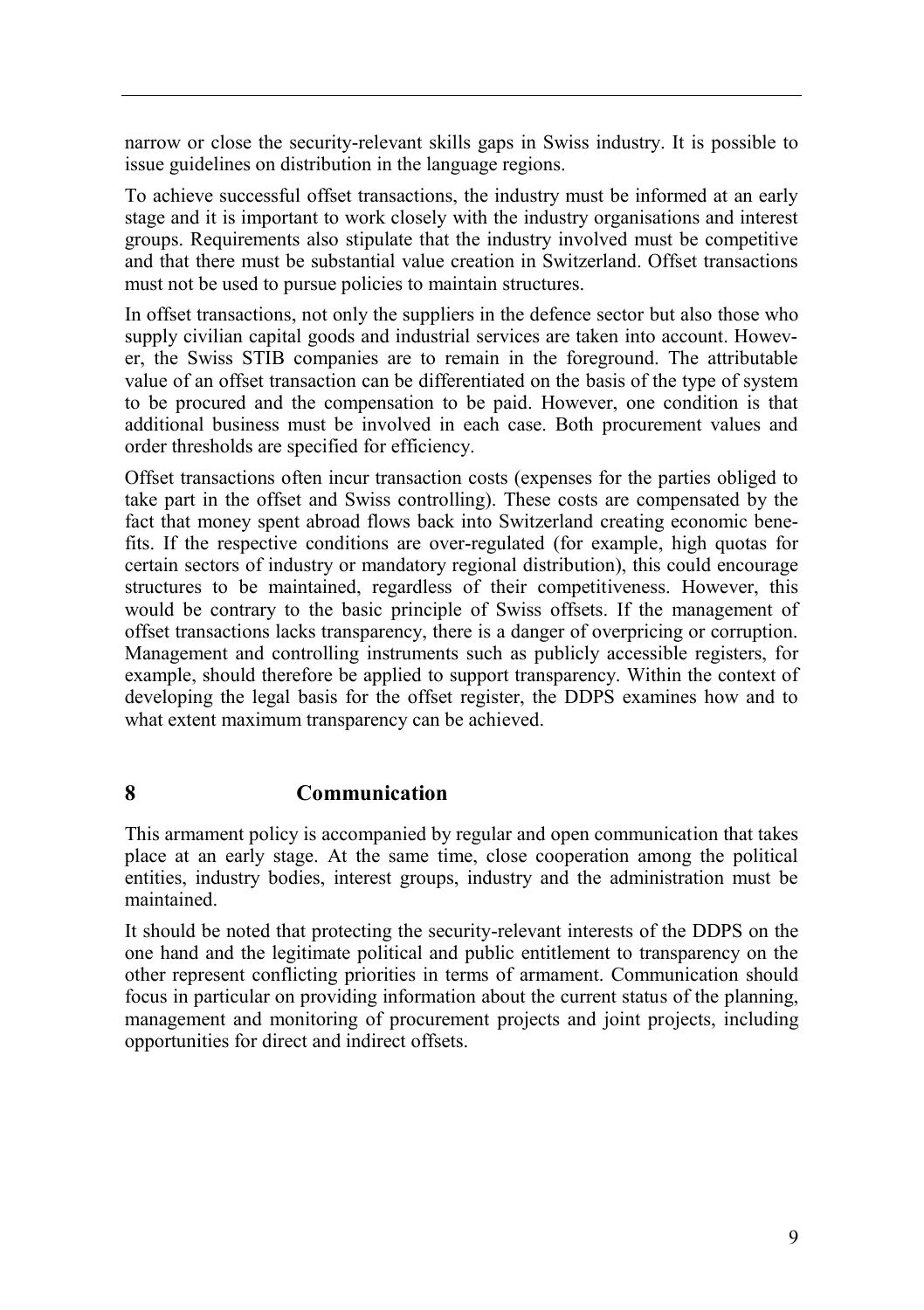narrow or close the security-relevant skills gaps in Swiss industry. It is possible to issue guidelines on distribution in the language regions.

To achieve successful offset transactions, the industry must be informed at an early stage and it is important to work closely with the industry organisations and interest groups. Requirements also stipulate that the industry involved must be competitive and that there must be substantial value creation in Switzerland. Offset transactions must not be used to pursue policies to maintain structures.

In offset transactions, not only the suppliers in the defence sector but also those who supply civilian capital goods and industrial services are taken into account. However, the Swiss STIB companies are to remain in the foreground. The attributable value of an offset transaction can be differentiated on the basis of the type of system to be procured and the compensation to be paid. However, one condition is that additional business must be involved in each case. Both procurement values and order thresholds are specified for efficiency.

Offset transactions often incur transaction costs (expenses for the parties obliged to take part in the offset and Swiss controlling). These costs are compensated by the fact that money spent abroad flows back into Switzerland creating economic benefits. If the respective conditions are over-regulated (for example, high quotas for certain sectors of industry or mandatory regional distribution), this could encourage structures to be maintained, regardless of their competitiveness. However, this would be contrary to the basic principle of Swiss offsets. If the management of offset transactions lacks transparency, there is a danger of overpricing or corruption. Management and controlling instruments such as publicly accessible registers, for example, should therefore be applied to support transparency. Within the context of developing the legal basis for the offset register, the DDPS examines how and to what extent maximum transparency can be achieved.

# 8 Communication

This armament policy is accompanied by regular and open communication that takes place at an early stage. At the same time, close cooperation among the political entities, industry bodies, interest groups, industry and the administration must be maintained.

It should be noted that protecting the security-relevant interests of the DDPS on the one hand and the legitimate political and public entitlement to transparency on the other represent conflicting priorities in terms of armament. Communication should focus in particular on providing information about the current status of the planning, management and monitoring of procurement projects and joint projects, including opportunities for direct and indirect offsets.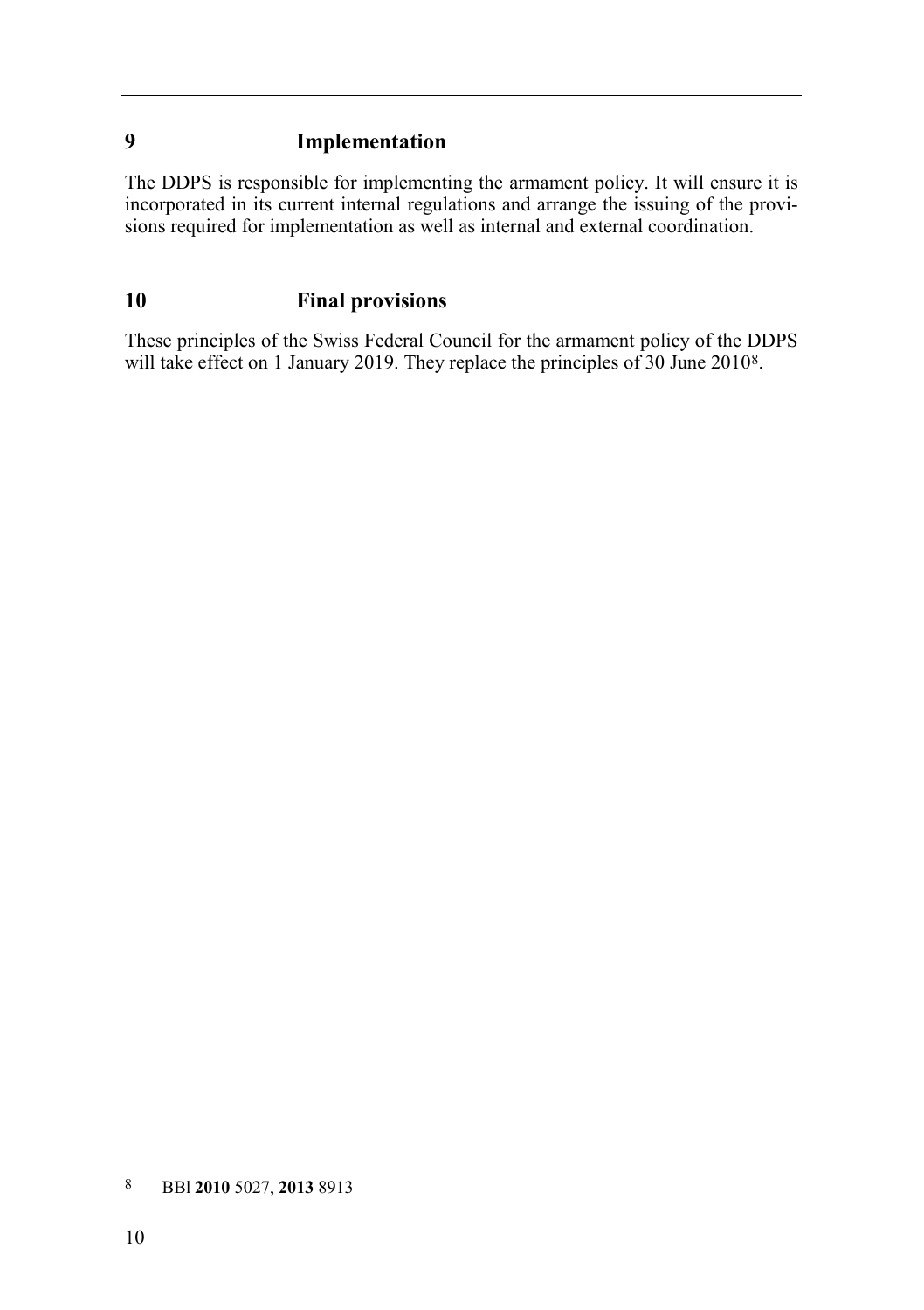## 9 Implementation

The DDPS is responsible for implementing the armament policy. It will ensure it is incorporated in its current internal regulations and arrange the issuing of the provisions required for implementation as well as internal and external coordination.

## 10 Final provisions

These principles of the Swiss Federal Council for the armament policy of the DDPS will take effect on 1 January 2019. They replace the principles of 30 June 2010[8].

[8] BBl **2010** 5027, **2013** 8913